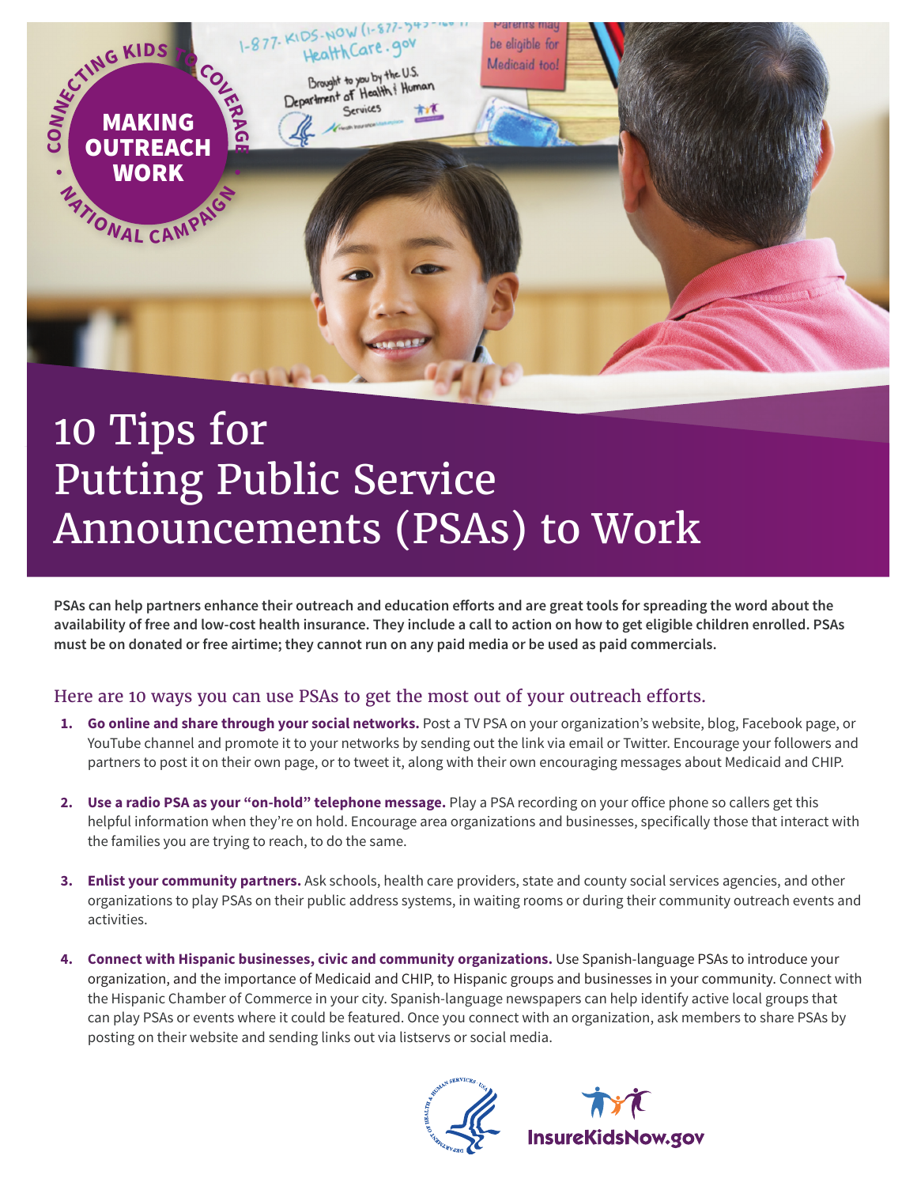CONNECTING KIDS TO COVERAGE • NATIONAL CAMPAIGN •

**MAKING OUTREACH WORK**

# 10 Tips for Putting Public Service Announcements (PSAs) to Work

**PSAs can help partners enhance their outreach and education efforts and are great tools for spreading the word about the availability of free and low-cost health insurance. They include a call to action on how to get eligible children enrolled. PSAs must be on donated or free airtime; they cannot run on any paid media or be used as paid commercials.**

## Here are 10 ways you can use PSAs to get the most out of your outreach efforts.

1. **Go online and share through your social networks.** Post a TV PSA on your organization's website, blog, Facebook page, or YouTube channel and promote it to your networks by sending out the link via email or Twitter. Encourage your followers and partners to post it on their own page, or to tweet it, along with their own encouraging messages about Medicaid and CHIP.

2. **Use a radio PSA as your "on-hold" telephone message.** Play a PSA recording on your office phone so callers get this helpful information when they're on hold. Encourage area organizations and businesses, specifically those that interact with the families you are trying to reach, to do the same.

3. **Enlist your community partners.** Ask schools, health care providers, state and county social services agencies, and other organizations to play PSAs on their public address systems, in waiting rooms or during their community outreach events and activities.

4. **Connect with Hispanic businesses, civic and community organizations.** Use Spanish-language PSAs to introduce your organization, and the importance of Medicaid and CHIP, to Hispanic groups and businesses in your community. Connect with the Hispanic Chamber of Commerce in your city. Spanish-language newspapers can help identify active local groups that can play PSAs or events where it could be featured. Once you connect with an organization, ask members to share PSAs by posting on their website and sending links out via listservs or social media.

InsureKidsNow.gov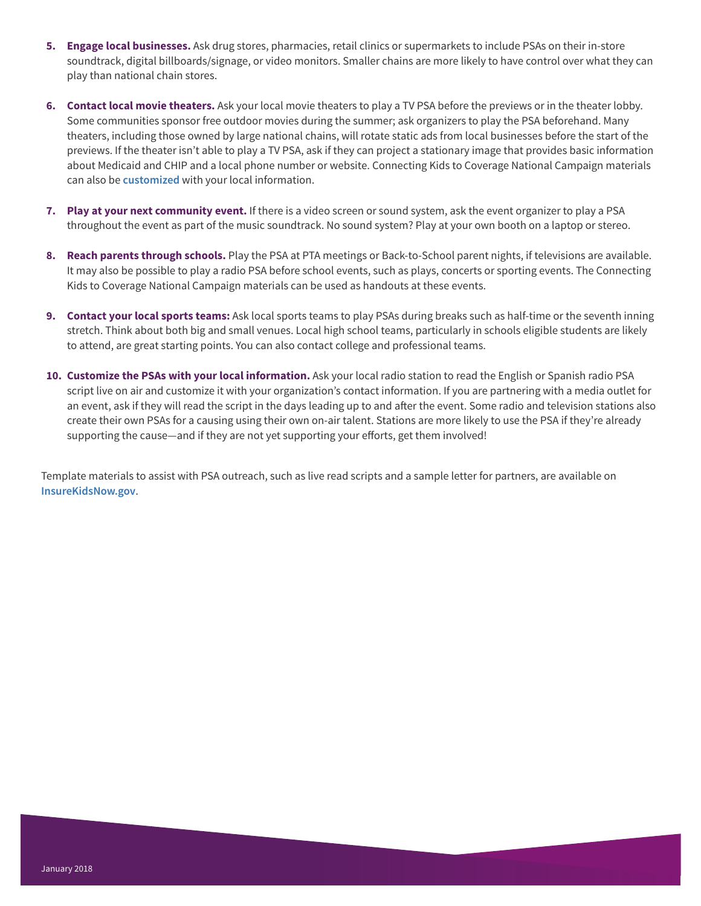5. **Engage local businesses.** Ask drug stores, pharmacies, retail clinics or supermarkets to include PSAs on their in-store soundtrack, digital billboards/signage, or video monitors. Smaller chains are more likely to have control over what they can play than national chain stores.

6. **Contact local movie theaters.** Ask your local movie theaters to play a TV PSA before the previews or in the theater lobby. Some communities sponsor free outdoor movies during the summer; ask organizers to play the PSA beforehand. Many theaters, including those owned by large national chains, will rotate static ads from local businesses before the start of the previews. If the theater isn't able to play a TV PSA, ask if they can project a stationary image that provides basic information about Medicaid and CHIP and a local phone number or website. Connecting Kids to Coverage National Campaign materials can also be **customized** with your local information.

7. **Play at your next community event.** If there is a video screen or sound system, ask the event organizer to play a PSA throughout the event as part of the music soundtrack. No sound system? Play at your own booth on a laptop or stereo.

8. **Reach parents through schools.** Play the PSA at PTA meetings or Back-to-School parent nights, if televisions are available. It may also be possible to play a radio PSA before school events, such as plays, concerts or sporting events. The Connecting Kids to Coverage National Campaign materials can be used as handouts at these events.

9. **Contact your local sports teams:** Ask local sports teams to play PSAs during breaks such as half-time or the seventh inning stretch. Think about both big and small venues. Local high school teams, particularly in schools eligible students are likely to attend, are great starting points. You can also contact college and professional teams.

10. **Customize the PSAs with your local information.** Ask your local radio station to read the English or Spanish radio PSA script live on air and customize it with your organization's contact information. If you are partnering with a media outlet for an event, ask if they will read the script in the days leading up to and after the event. Some radio and television stations also create their own PSAs for a causing using their own on-air talent. Stations are more likely to use the PSA if they're already supporting the cause—and if they are not yet supporting your efforts, get them involved!

Template materials to assist with PSA outreach, such as live read scripts and a sample letter for partners, are available on **InsureKidsNow.gov**.

January 2018